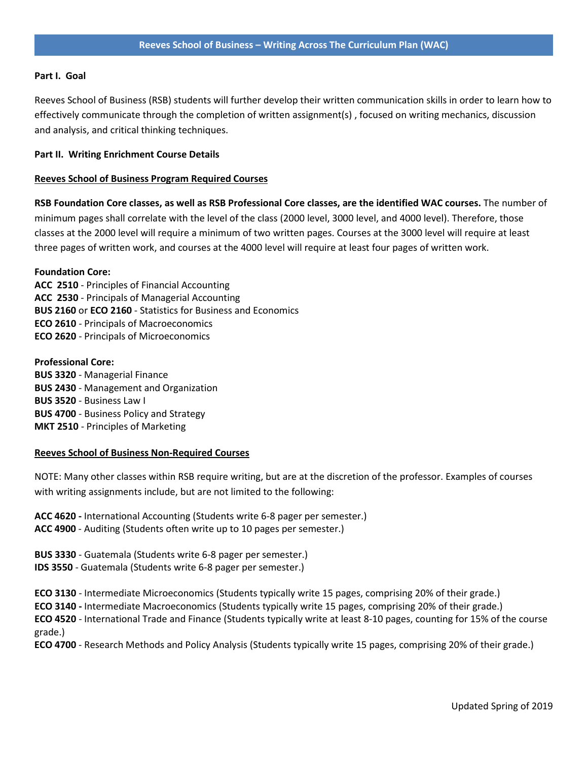# Reeves School of Business – Writing Across The Curriculum Plan (WAC)

**Part I. Goal**

Reeves School of Business (RSB) students will further develop their written communication skills in order to learn how to effectively communicate through the completion of written assignment(s) , focused on writing mechanics, discussion and analysis, and critical thinking techniques.

**Part II. Writing Enrichment Course Details**

**Reeves School of Business Program Required Courses**

**RSB Foundation Core classes, as well as RSB Professional Core classes, are the identified WAC courses.** The number of minimum pages shall correlate with the level of the class (2000 level, 3000 level, and 4000 level). Therefore, those classes at the 2000 level will require a minimum of two written pages. Courses at the 3000 level will require at least three pages of written work, and courses at the 4000 level will require at least four pages of written work.

**Foundation Core:**
**ACC 2510** - Principles of Financial Accounting
**ACC 2530** - Principals of Managerial Accounting
**BUS 2160** or **ECO 2160** - Statistics for Business and Economics
**ECO 2610** - Principals of Macroeconomics
**ECO 2620** - Principals of Microeconomics

**Professional Core:**
**BUS 3320** - Managerial Finance
**BUS 2430** - Management and Organization
**BUS 3520** - Business Law I
**BUS 4700** - Business Policy and Strategy
**MKT 2510** - Principles of Marketing

**Reeves School of Business Non-Required Courses**

NOTE: Many other classes within RSB require writing, but are at the discretion of the professor. Examples of courses with writing assignments include, but are not limited to the following:

**ACC 4620 -** International Accounting (Students write 6-8 pager per semester.)
**ACC 4900** - Auditing (Students often write up to 10 pages per semester.)

**BUS 3330** - Guatemala (Students write 6-8 pager per semester.)
**IDS 3550** - Guatemala (Students write 6-8 pager per semester.)

**ECO 3130** - Intermediate Microeconomics (Students typically write 15 pages, comprising 20% of their grade.)
**ECO 3140 -** Intermediate Macroeconomics (Students typically write 15 pages, comprising 20% of their grade.)
**ECO 4520** - International Trade and Finance (Students typically write at least 8-10 pages, counting for 15% of the course grade.)
**ECO 4700** - Research Methods and Policy Analysis (Students typically write 15 pages, comprising 20% of their grade.)

Updated Spring of 2019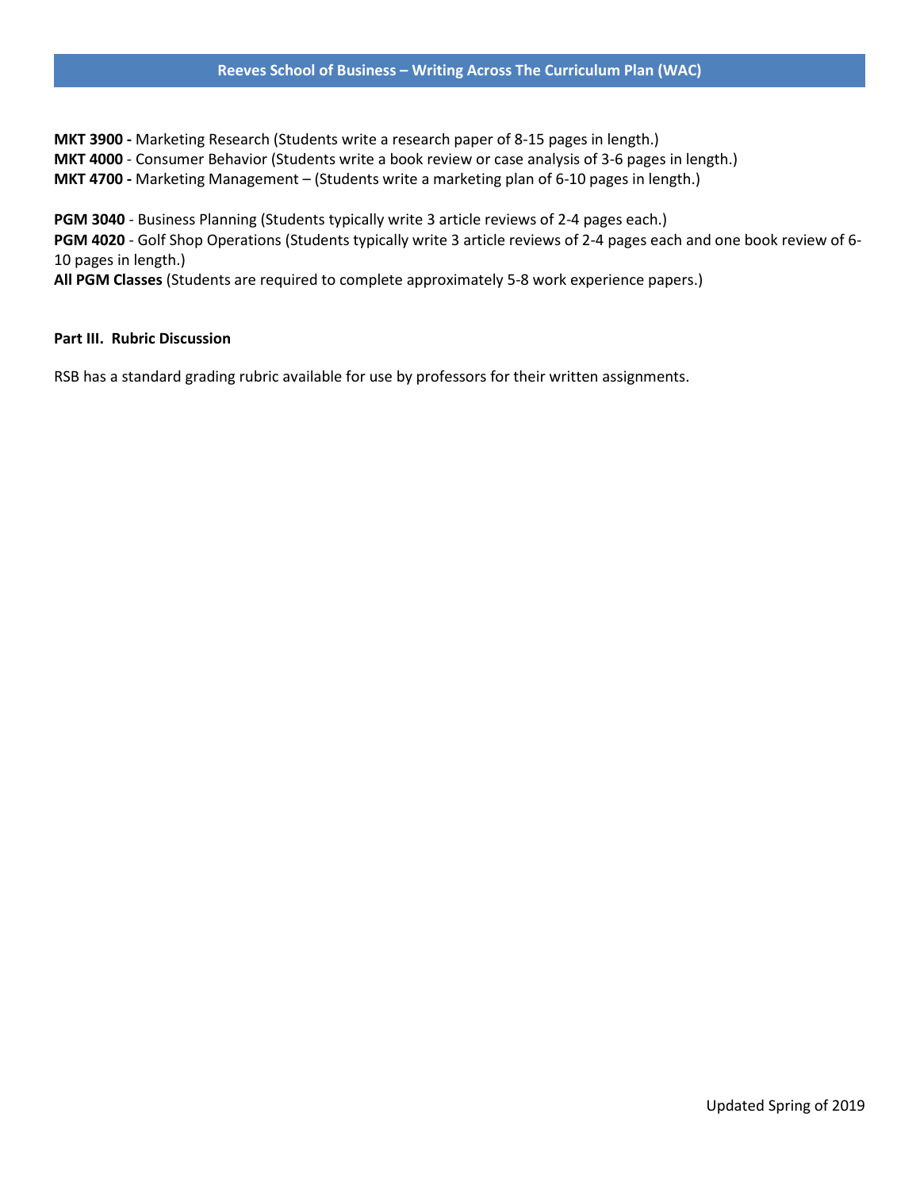**MKT 3900 -** Marketing Research (Students write a research paper of 8-15 pages in length.)
**MKT 4000** - Consumer Behavior (Students write a book review or case analysis of 3-6 pages in length.)
**MKT 4700 -** Marketing Management – (Students write a marketing plan of 6-10 pages in length.)

**PGM 3040** - Business Planning (Students typically write 3 article reviews of 2-4 pages each.)
**PGM 4020** - Golf Shop Operations (Students typically write 3 article reviews of 2-4 pages each and one book review of 6-10 pages in length.)
**All PGM Classes** (Students are required to complete approximately 5-8 work experience papers.)

**Part III. Rubric Discussion**

RSB has a standard grading rubric available for use by professors for their written assignments.

Updated Spring of 2019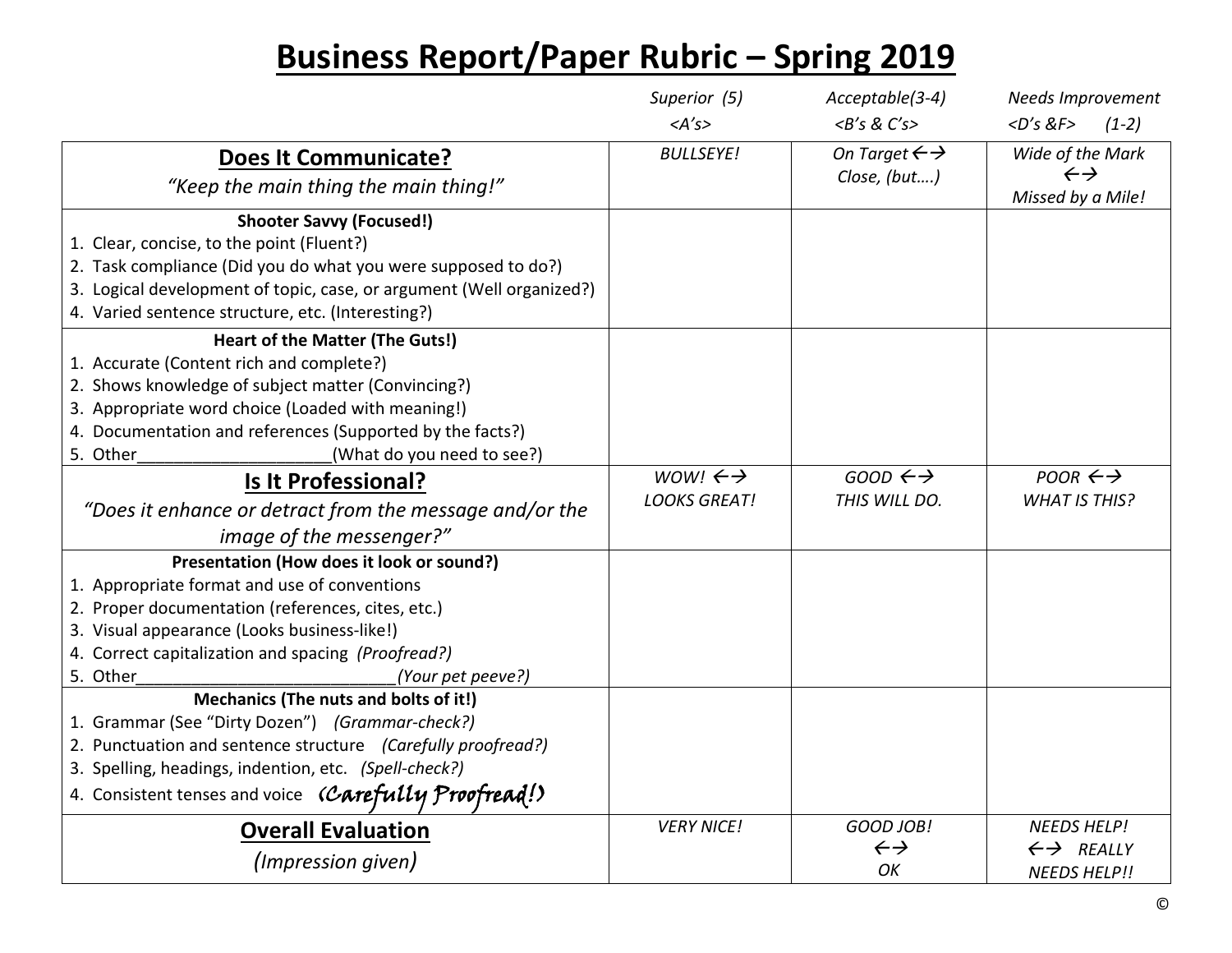# Business Report/Paper Rubric – Spring 2019

| | *Superior (5)* *<A's>* | *Acceptable(3-4)* *<B's & C's>* | *Needs Improvement* *<D's &F> (1-2)* |
|---|---|---|---|
| **Does It Communicate?** *"Keep the main thing the main thing!"* | *BULLSEYE!* | *On Target ←→ Close, (but….)* | *Wide of the Mark ←→ Missed by a Mile!* |
| **Shooter Savvy (Focused!)**<br>1. Clear, concise, to the point (Fluent?)<br>2. Task compliance (Did you do what you were supposed to do?)<br>3. Logical development of topic, case, or argument (Well organized?)<br>4. Varied sentence structure, etc. (Interesting?) | | | |
| **Heart of the Matter (The Guts!)**<br>1. Accurate (Content rich and complete?)<br>2. Shows knowledge of subject matter (Convincing?)<br>3. Appropriate word choice (Loaded with meaning!)<br>4. Documentation and references (Supported by the facts?)<br>5. Other____________________(What do you need to see?) | | | |
| **Is It Professional?** *"Does it enhance or detract from the message and/or the image of the messenger?"* | *WOW! ←→ LOOKS GREAT!* | *GOOD ←→ THIS WILL DO.* | *POOR ←→ WHAT IS THIS?* |
| **Presentation (How does it look or sound?)**<br>1. Appropriate format and use of conventions<br>2. Proper documentation (references, cites, etc.)<br>3. Visual appearance (Looks business-like!)<br>4. Correct capitalization and spacing *(Proofread?)*<br>5. Other___________________________*(Your pet peeve?)* | | | |
| **Mechanics (The nuts and bolts of it!)**<br>1. Grammar (See "Dirty Dozen") *(Grammar-check?)*<br>2. Punctuation and sentence structure *(Carefully proofread?)*<br>3. Spelling, headings, indention, etc. *(Spell-check?)*<br>4. Consistent tenses and voice *(Carefully Proofread!)* | | | |
| **Overall Evaluation** *(Impression given)* | *VERY NICE!* | *GOOD JOB! ←→ OK* | *NEEDS HELP! ←→ REALLY NEEDS HELP!!* |

©